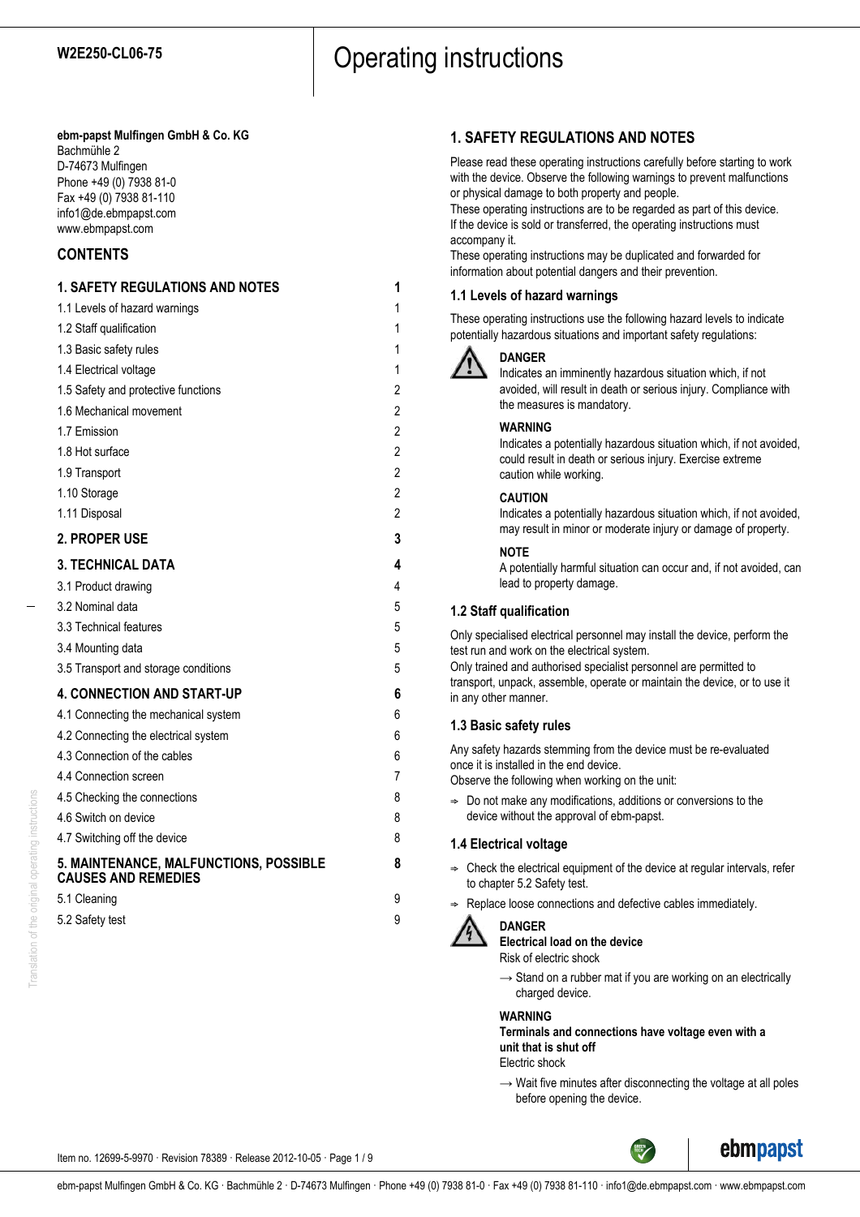**W2E250-CL06-75**

# Operating instructions

**ebm-papst Mulfingen GmbH & Co. KG**
Bachmühle 2
D-74673 Mulfingen
Phone +49 (0) 7938 81-0
Fax +49 (0) 7938 81-110
info1@de.ebmpapst.com
www.ebmpapst.com

## CONTENTS

| | |
|---|---|
| **1. SAFETY REGULATIONS AND NOTES** | **1** |
| 1.1 Levels of hazard warnings | 1 |
| 1.2 Staff qualification | 1 |
| 1.3 Basic safety rules | 1 |
| 1.4 Electrical voltage | 1 |
| 1.5 Safety and protective functions | 2 |
| 1.6 Mechanical movement | 2 |
| 1.7 Emission | 2 |
| 1.8 Hot surface | 2 |
| 1.9 Transport | 2 |
| 1.10 Storage | 2 |
| 1.11 Disposal | 2 |
| **2. PROPER USE** | **3** |
| **3. TECHNICAL DATA** | **4** |
| 3.1 Product drawing | 4 |
| 3.2 Nominal data | 5 |
| 3.3 Technical features | 5 |
| 3.4 Mounting data | 5 |
| 3.5 Transport and storage conditions | 5 |
| **4. CONNECTION AND START-UP** | **6** |
| 4.1 Connecting the mechanical system | 6 |
| 4.2 Connecting the electrical system | 6 |
| 4.3 Connection of the cables | 6 |
| 4.4 Connection screen | 7 |
| 4.5 Checking the connections | 8 |
| 4.6 Switch on device | 8 |
| 4.7 Switching off the device | 8 |
| **5. MAINTENANCE, MALFUNCTIONS, POSSIBLE CAUSES AND REMEDIES** | **8** |
| 5.1 Cleaning | 9 |
| 5.2 Safety test | 9 |

## 1. SAFETY REGULATIONS AND NOTES

Please read these operating instructions carefully before starting to work with the device. Observe the following warnings to prevent malfunctions or physical damage to both property and people.
These operating instructions are to be regarded as part of this device. If the device is sold or transferred, the operating instructions must accompany it.
These operating instructions may be duplicated and forwarded for information about potential dangers and their prevention.

### 1.1 Levels of hazard warnings

These operating instructions use the following hazard levels to indicate potentially hazardous situations and important safety regulations:

**DANGER**
Indicates an imminently hazardous situation which, if not avoided, will result in death or serious injury. Compliance with the measures is mandatory.

**WARNING**
Indicates a potentially hazardous situation which, if not avoided, could result in death or serious injury. Exercise extreme caution while working.

**CAUTION**
Indicates a potentially hazardous situation which, if not avoided, may result in minor or moderate injury or damage of property.

**NOTE**
A potentially harmful situation can occur and, if not avoided, can lead to property damage.

### 1.2 Staff qualification

Only specialised electrical personnel may install the device, perform the test run and work on the electrical system.
Only trained and authorised specialist personnel are permitted to transport, unpack, assemble, operate or maintain the device, or to use it in any other manner.

### 1.3 Basic safety rules

Any safety hazards stemming from the device must be re-evaluated once it is installed in the end device.
Observe the following when working on the unit:

- Do not make any modifications, additions or conversions to the device without the approval of ebm-papst.

### 1.4 Electrical voltage

- Check the electrical equipment of the device at regular intervals, refer to chapter 5.2 Safety test.
- Replace loose connections and defective cables immediately.

**DANGER**
**Electrical load on the device**
Risk of electric shock

→ Stand on a rubber mat if you are working on an electrically charged device.

**WARNING**
**Terminals and connections have voltage even with a unit that is shut off**
Electric shock

→ Wait five minutes after disconnecting the voltage at all poles before opening the device.

Item no. 12699-5-9970 · Revision 78389 · Release 2012-10-05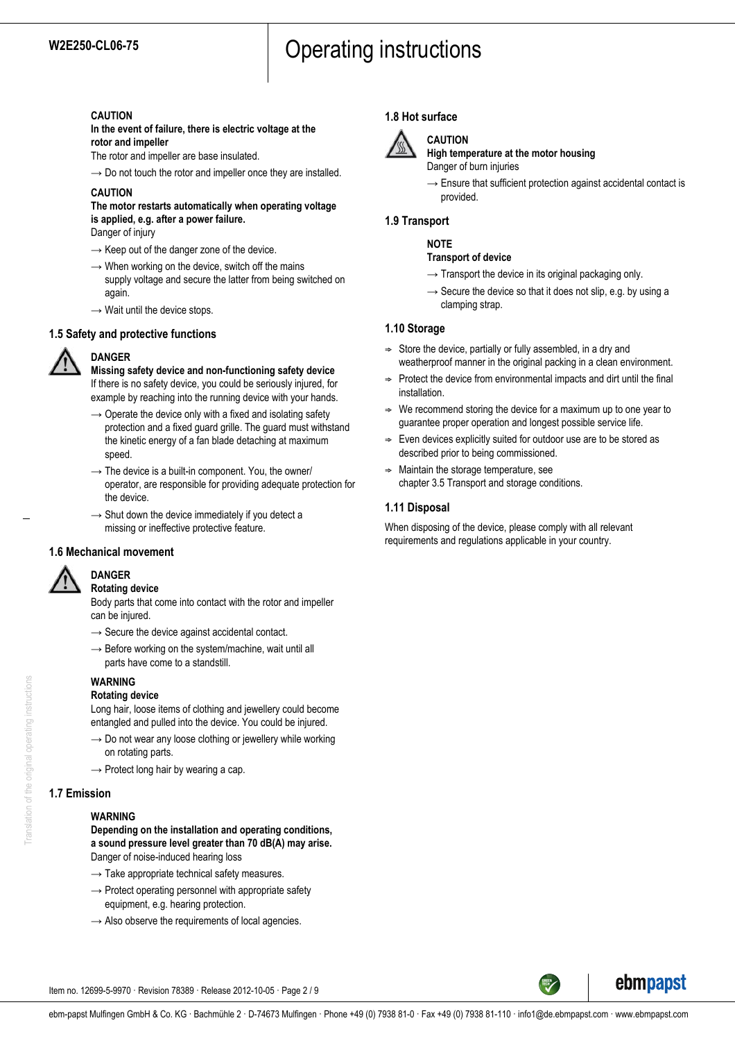**CAUTION**
**In the event of failure, there is electric voltage at the rotor and impeller**
The rotor and impeller are base insulated.

→ Do not touch the rotor and impeller once they are installed.

**CAUTION**
**The motor restarts automatically when operating voltage is applied, e.g. after a power failure.**
Danger of injury

→ Keep out of the danger zone of the device.

→ When working on the device, switch off the mains supply voltage and secure the latter from being switched on again.

→ Wait until the device stops.

## 1.5 Safety and protective functions

**DANGER**
**Missing safety device and non-functioning safety device**
If there is no safety device, you could be seriously injured, for example by reaching into the running device with your hands.

→ Operate the device only with a fixed and isolating safety protection and a fixed guard grille. The guard must withstand the kinetic energy of a fan blade detaching at maximum speed.

→ The device is a built-in component. You, the owner/operator, are responsible for providing adequate protection for the device.

→ Shut down the device immediately if you detect a missing or ineffective protective feature.

## 1.6 Mechanical movement

**DANGER**
**Rotating device**
Body parts that come into contact with the rotor and impeller can be injured.

→ Secure the device against accidental contact.

→ Before working on the system/machine, wait until all parts have come to a standstill.

**WARNING**
**Rotating device**
Long hair, loose items of clothing and jewellery could become entangled and pulled into the device. You could be injured.

→ Do not wear any loose clothing or jewellery while working on rotating parts.

→ Protect long hair by wearing a cap.

## 1.7 Emission

**WARNING**
**Depending on the installation and operating conditions, a sound pressure level greater than 70 dB(A) may arise.**
Danger of noise-induced hearing loss

→ Take appropriate technical safety measures.

→ Protect operating personnel with appropriate safety equipment, e.g. hearing protection.

→ Also observe the requirements of local agencies.

## 1.8 Hot surface

**CAUTION**
**High temperature at the motor housing**
Danger of burn injuries

→ Ensure that sufficient protection against accidental contact is provided.

## 1.9 Transport

**NOTE**
**Transport of device**

→ Transport the device in its original packaging only.

→ Secure the device so that it does not slip, e.g. by using a clamping strap.

## 1.10 Storage

- Store the device, partially or fully assembled, in a dry and weatherproof manner in the original packing in a clean environment.
- Protect the device from environmental impacts and dirt until the final installation.
- We recommend storing the device for a maximum up to one year to guarantee proper operation and longest possible service life.
- Even devices explicitly suited for outdoor use are to be stored as described prior to being commissioned.
- Maintain the storage temperature, see chapter 3.5 Transport and storage conditions.

## 1.11 Disposal

When disposing of the device, please comply with all relevant requirements and regulations applicable in your country.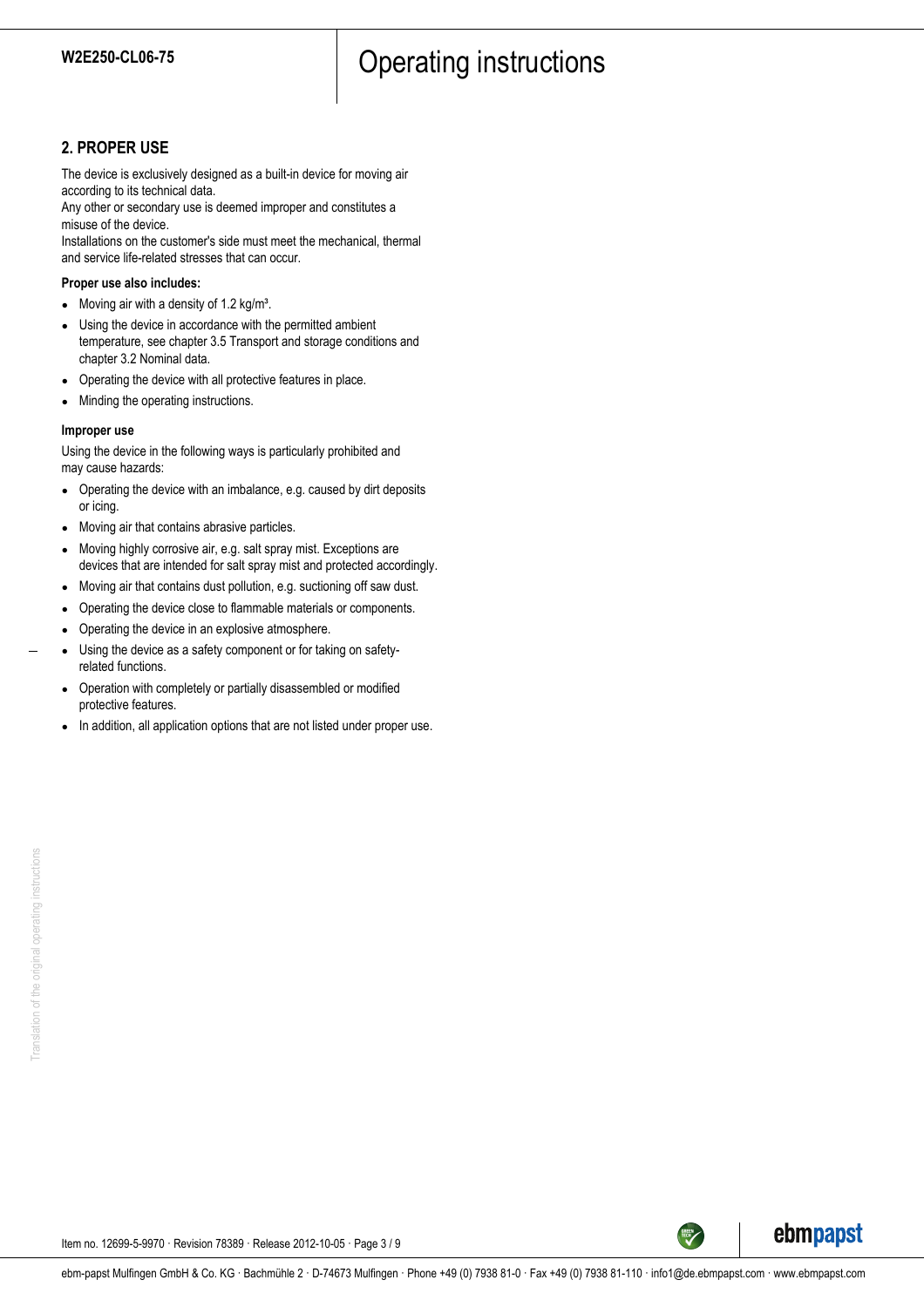## 2. PROPER USE

The device is exclusively designed as a built-in device for moving air according to its technical data.
Any other or secondary use is deemed improper and constitutes a misuse of the device.
Installations on the customer's side must meet the mechanical, thermal and service life-related stresses that can occur.

**Proper use also includes:**

- Moving air with a density of 1.2 kg/m³.
- Using the device in accordance with the permitted ambient temperature, see chapter 3.5 Transport and storage conditions and chapter 3.2 Nominal data.
- Operating the device with all protective features in place.
- Minding the operating instructions.

**Improper use**

Using the device in the following ways is particularly prohibited and may cause hazards:

- Operating the device with an imbalance, e.g. caused by dirt deposits or icing.
- Moving air that contains abrasive particles.
- Moving highly corrosive air, e.g. salt spray mist. Exceptions are devices that are intended for salt spray mist and protected accordingly.
- Moving air that contains dust pollution, e.g. suctioning off saw dust.
- Operating the device close to flammable materials or components.
- Operating the device in an explosive atmosphere.
- Using the device as a safety component or for taking on safety-related functions.
- Operation with completely or partially disassembled or modified protective features.
- In addition, all application options that are not listed under proper use.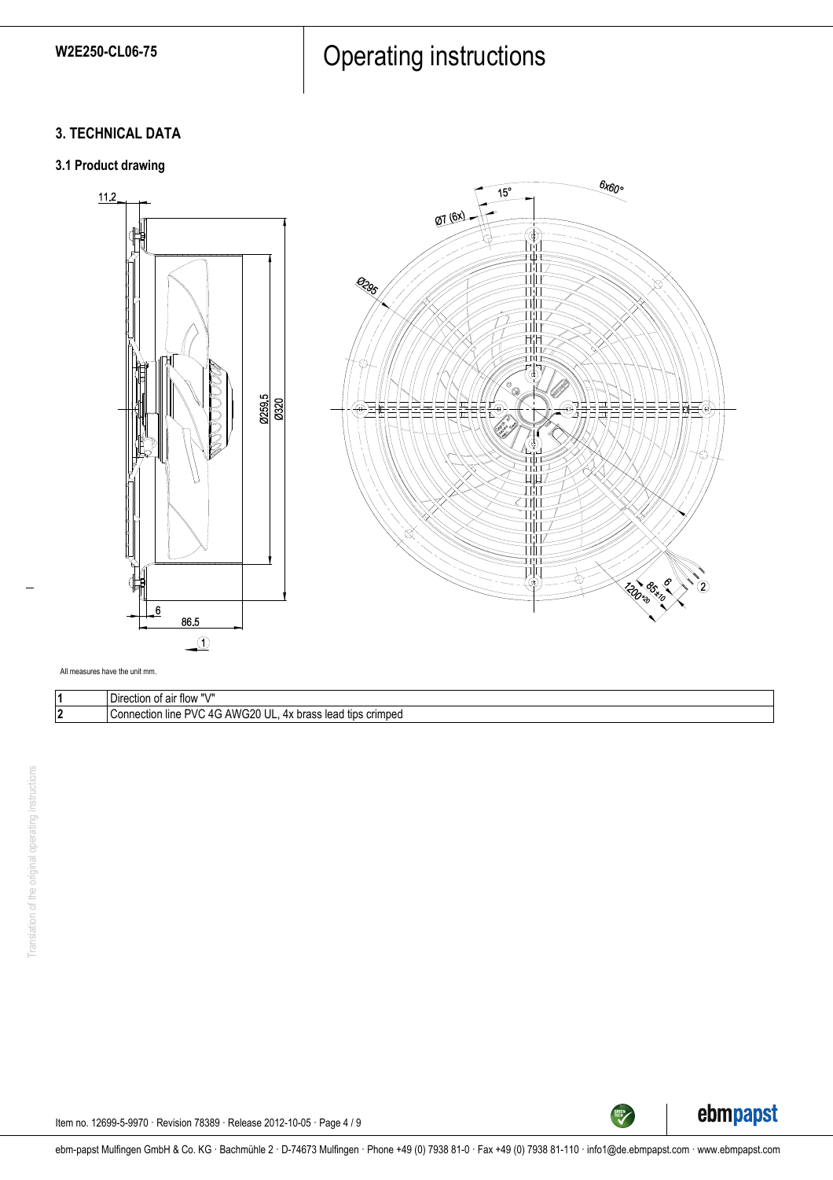## 3. TECHNICAL DATA

### 3.1 Product drawing

All measures have the unit mm.

| | |
|---|---|
| 1 | Direction of air flow "V" |
| 2 | Connection line PVC 4G AWG20 UL, 4x brass lead tips crimped |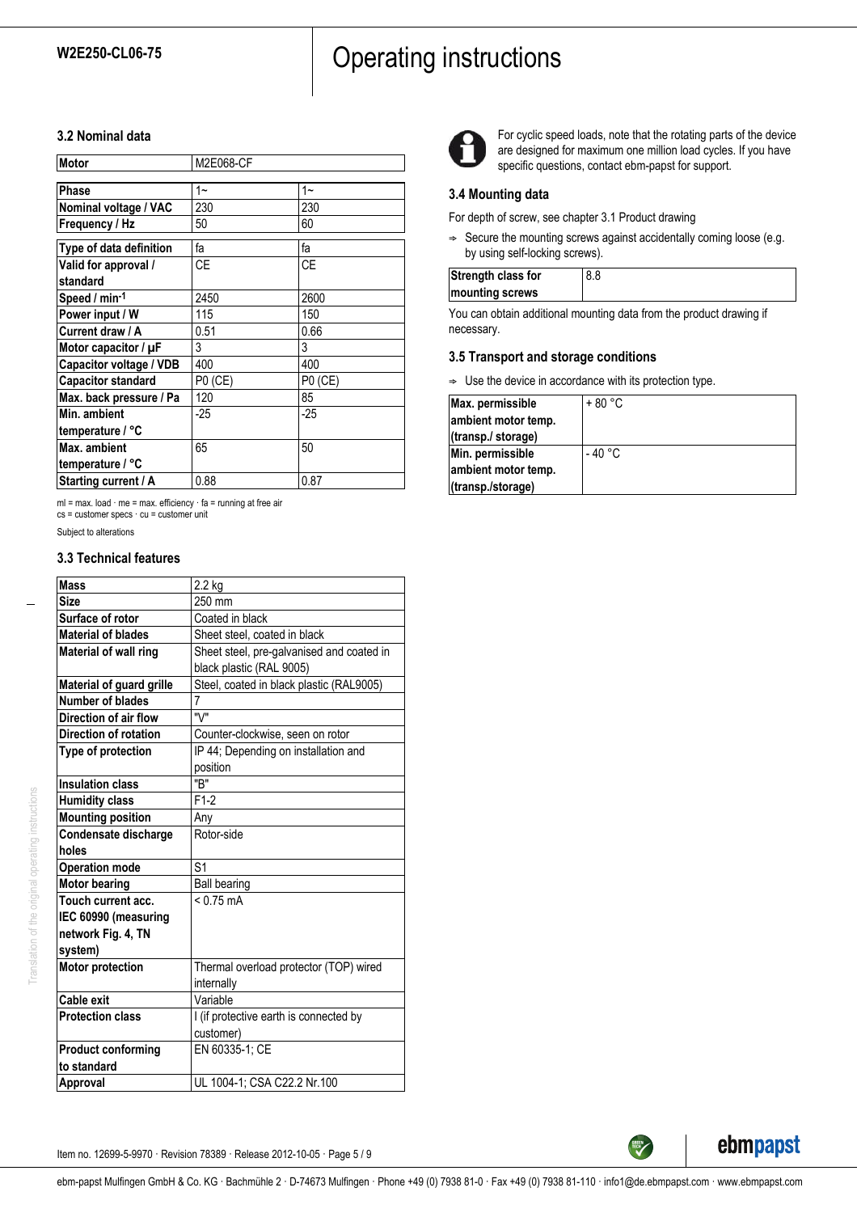### 3.2 Nominal data

| Motor | M2E068-CF | |
|---|---|---|
| Phase | 1~ | 1~ |
| Nominal voltage / VAC | 230 | 230 |
| Frequency / Hz | 50 | 60 |
| Type of data definition | fa | fa |
| Valid for approval / standard | CE | CE |
| Speed / min⁻¹ | 2450 | 2600 |
| Power input / W | 115 | 150 |
| Current draw / A | 0.51 | 0.66 |
| Motor capacitor / µF | 3 | 3 |
| Capacitor voltage / VDB | 400 | 400 |
| Capacitor standard | P0 (CE) | P0 (CE) |
| Max. back pressure / Pa | 120 | 85 |
| Min. ambient temperature / °C | -25 | -25 |
| Max. ambient temperature / °C | 65 | 50 |
| Starting current / A | 0.88 | 0.87 |

ml = max. load · me = max. efficiency · fa = running at free air
cs = customer specs · cu = customer unit

Subject to alterations

### 3.3 Technical features

| Mass | 2.2 kg |
|---|---|
| Size | 250 mm |
| Surface of rotor | Coated in black |
| Material of blades | Sheet steel, coated in black |
| Material of wall ring | Sheet steel, pre-galvanised and coated in black plastic (RAL 9005) |
| Material of guard grille | Steel, coated in black plastic (RAL9005) |
| Number of blades | 7 |
| Direction of air flow | "V" |
| Direction of rotation | Counter-clockwise, seen on rotor |
| Type of protection | IP 44; Depending on installation and position |
| Insulation class | "B" |
| Humidity class | F1-2 |
| Mounting position | Any |
| Condensate discharge holes | Rotor-side |
| Operation mode | S1 |
| Motor bearing | Ball bearing |
| Touch current acc. IEC 60990 (measuring network Fig. 4, TN system) | < 0.75 mA |
| Motor protection | Thermal overload protector (TOP) wired internally |
| Cable exit | Variable |
| Protection class | I (if protective earth is connected by customer) |
| Product conforming to standard | EN 60335-1; CE |
| Approval | UL 1004-1; CSA C22.2 Nr.100 |

For cyclic speed loads, note that the rotating parts of the device are designed for maximum one million load cycles. If you have specific questions, contact ebm-papst for support.

### 3.4 Mounting data

For depth of screw, see chapter 3.1 Product drawing

⇨ Secure the mounting screws against accidentally coming loose (e.g. by using self-locking screws).

| Strength class for mounting screws | 8.8 |
|---|---|

You can obtain additional mounting data from the product drawing if necessary.

### 3.5 Transport and storage conditions

⇨ Use the device in accordance with its protection type.

| Max. permissible ambient motor temp. (transp./ storage) | + 80 °C |
|---|---|
| Min. permissible ambient motor temp. (transp./storage) | - 40 °C |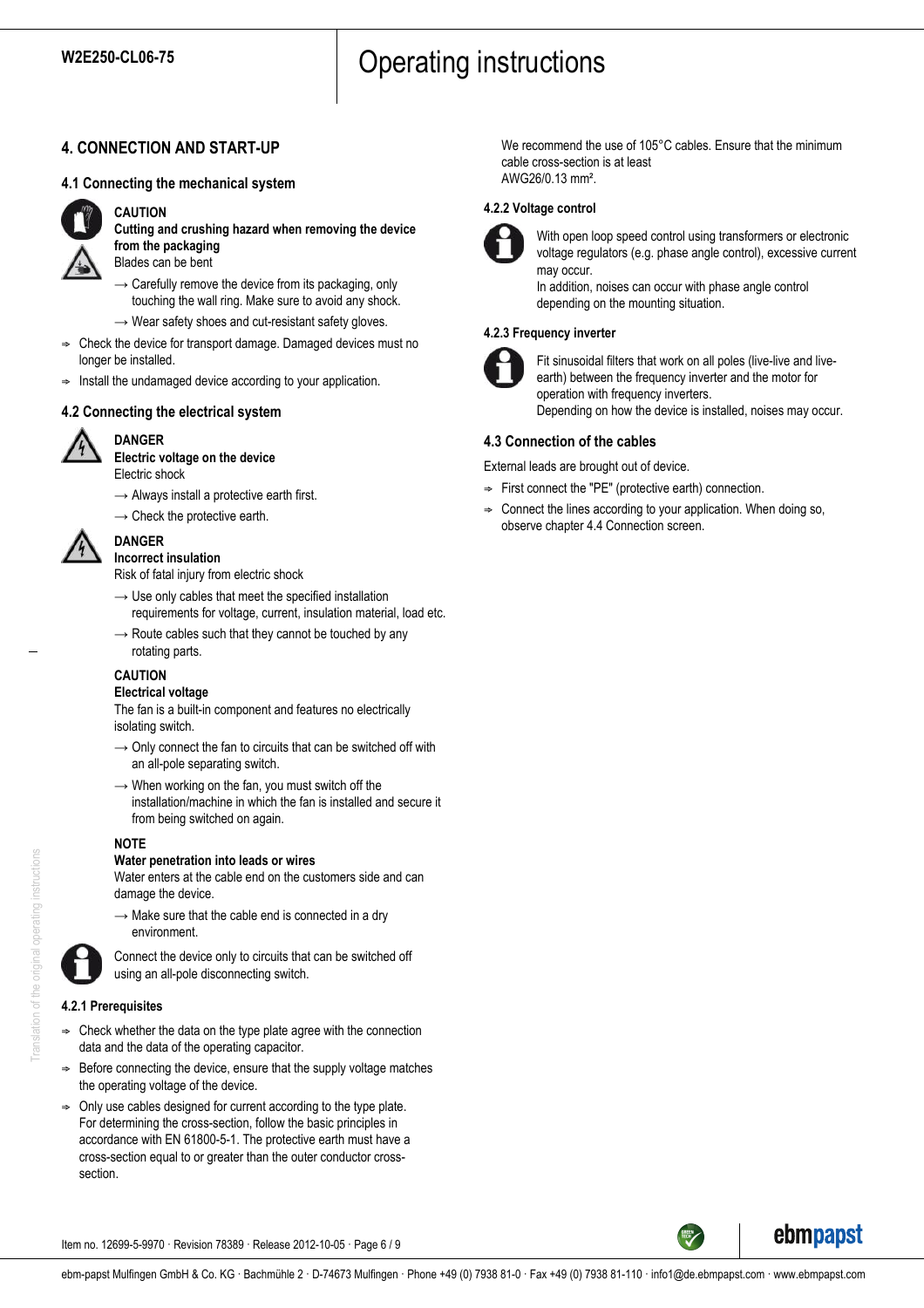## 4. CONNECTION AND START-UP

### 4.1 Connecting the mechanical system

**CAUTION**
**Cutting and crushing hazard when removing the device from the packaging**
Blades can be bent

→ Carefully remove the device from its packaging, only touching the wall ring. Make sure to avoid any shock.

→ Wear safety shoes and cut-resistant safety gloves.

⇨ Check the device for transport damage. Damaged devices must no longer be installed.

⇨ Install the undamaged device according to your application.

### 4.2 Connecting the electrical system

**DANGER**
**Electric voltage on the device**
Electric shock

→ Always install a protective earth first.

→ Check the protective earth.

**DANGER**
**Incorrect insulation**
Risk of fatal injury from electric shock

→ Use only cables that meet the specified installation requirements for voltage, current, insulation material, load etc.

→ Route cables such that they cannot be touched by any rotating parts.

**CAUTION**
**Electrical voltage**
The fan is a built-in component and features no electrically isolating switch.

→ Only connect the fan to circuits that can be switched off with an all-pole separating switch.

→ When working on the fan, you must switch off the installation/machine in which the fan is installed and secure it from being switched on again.

**NOTE**
**Water penetration into leads or wires**
Water enters at the cable end on the customers side and can damage the device.

→ Make sure that the cable end is connected in a dry environment.

Connect the device only to circuits that can be switched off using an all-pole disconnecting switch.

#### 4.2.1 Prerequisites

⇨ Check whether the data on the type plate agree with the connection data and the data of the operating capacitor.

⇨ Before connecting the device, ensure that the supply voltage matches the operating voltage of the device.

⇨ Only use cables designed for current according to the type plate. For determining the cross-section, follow the basic principles in accordance with EN 61800-5-1. The protective earth must have a cross-section equal to or greater than the outer conductor cross-section.

We recommend the use of 105°C cables. Ensure that the minimum cable cross-section is at least AWG26/0.13 mm².

#### 4.2.2 Voltage control

With open loop speed control using transformers or electronic voltage regulators (e.g. phase angle control), excessive current may occur.
In addition, noises can occur with phase angle control depending on the mounting situation.

#### 4.2.3 Frequency inverter

Fit sinusoidal filters that work on all poles (live-live and live-earth) between the frequency inverter and the motor for operation with frequency inverters.
Depending on how the device is installed, noises may occur.

### 4.3 Connection of the cables

External leads are brought out of device.

⇨ First connect the "PE" (protective earth) connection.

⇨ Connect the lines according to your application. When doing so, observe chapter 4.4 Connection screen.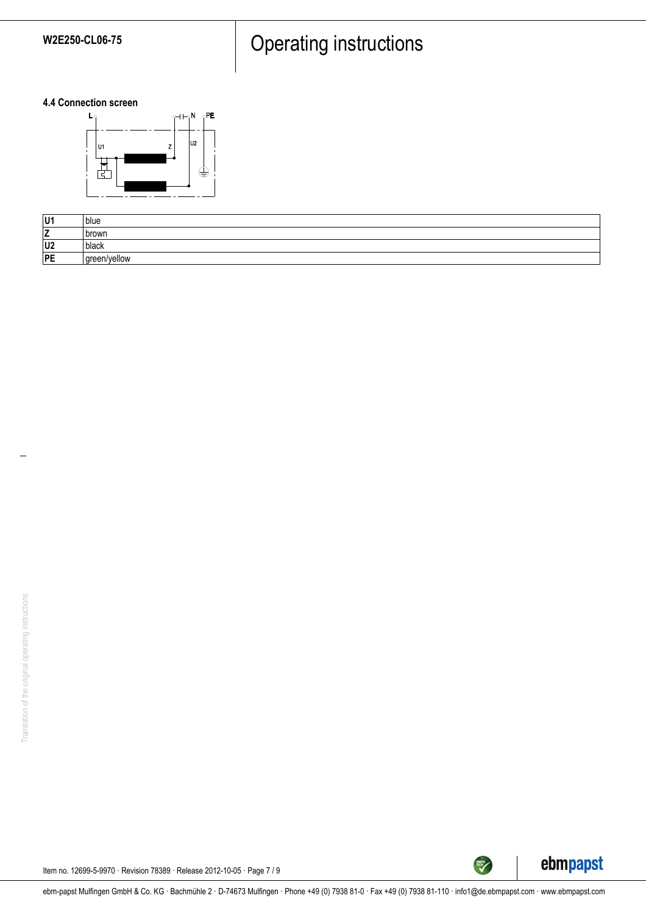### 4.4 Connection screen

| U1 | blue |
|---|---|
| Z | brown |
| U2 | black |
| PE | green/yellow |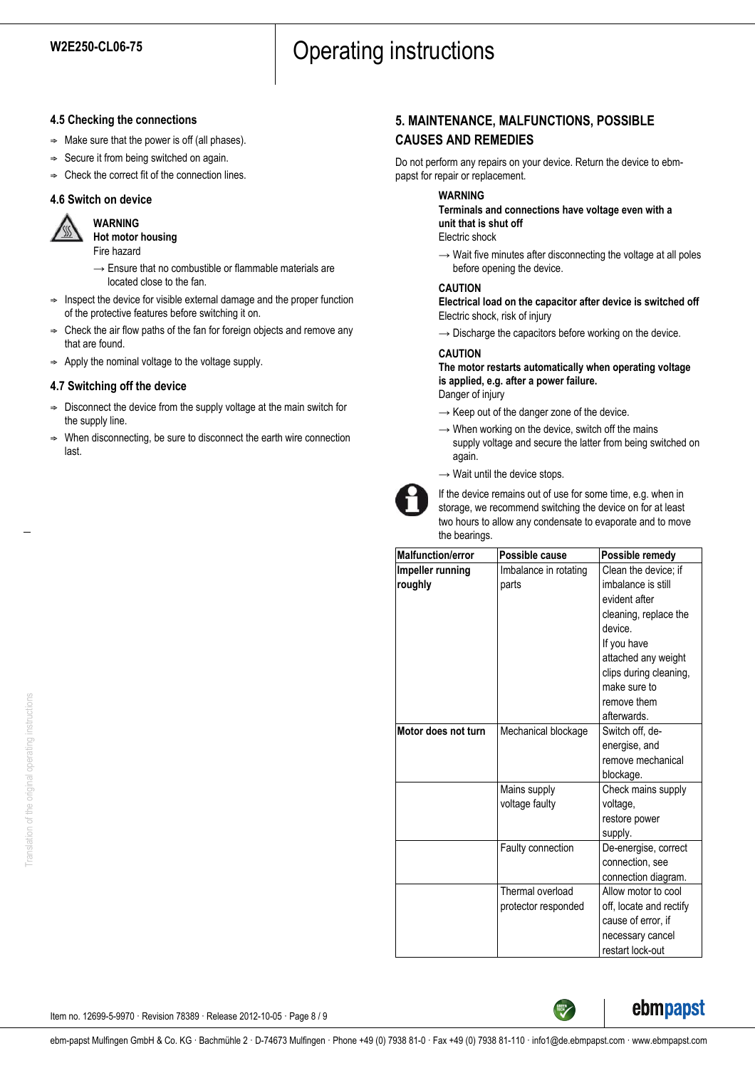## 4.5 Checking the connections

- ⇨ Make sure that the power is off (all phases).
- ⇨ Secure it from being switched on again.
- ⇨ Check the correct fit of the connection lines.

## 4.6 Switch on device

**WARNING**
**Hot motor housing**
Fire hazard

→ Ensure that no combustible or flammable materials are located close to the fan.

- ⇨ Inspect the device for visible external damage and the proper function of the protective features before switching it on.
- ⇨ Check the air flow paths of the fan for foreign objects and remove any that are found.
- ⇨ Apply the nominal voltage to the voltage supply.

## 4.7 Switching off the device

- ⇨ Disconnect the device from the supply voltage at the main switch for the supply line.
- ⇨ When disconnecting, be sure to disconnect the earth wire connection last.

# 5. MAINTENANCE, MALFUNCTIONS, POSSIBLE CAUSES AND REMEDIES

Do not perform any repairs on your device. Return the device to ebm-papst for repair or replacement.

**WARNING**
**Terminals and connections have voltage even with a unit that is shut off**
Electric shock

→ Wait five minutes after disconnecting the voltage at all poles before opening the device.

**CAUTION**
**Electrical load on the capacitor after device is switched off**
Electric shock, risk of injury

→ Discharge the capacitors before working on the device.

**CAUTION**
**The motor restarts automatically when operating voltage is applied, e.g. after a power failure.**
Danger of injury

→ Keep out of the danger zone of the device.

→ When working on the device, switch off the mains supply voltage and secure the latter from being switched on again.

→ Wait until the device stops.

If the device remains out of use for some time, e.g. when in storage, we recommend switching the device on for at least two hours to allow any condensate to evaporate and to move the bearings.

| Malfunction/error | Possible cause | Possible remedy |
|---|---|---|
| **Impeller running roughly** | Imbalance in rotating parts | Clean the device; if imbalance is still evident after cleaning, replace the device. If you have attached any weight clips during cleaning, make sure to remove them afterwards. |
| **Motor does not turn** | Mechanical blockage | Switch off, de-energise, and remove mechanical blockage. |
| | Mains supply voltage faulty | Check mains supply voltage, restore power supply. |
| | Faulty connection | De-energise, correct connection, see connection diagram. |
| | Thermal overload protector responded | Allow motor to cool off, locate and rectify cause of error, if necessary cancel restart lock-out |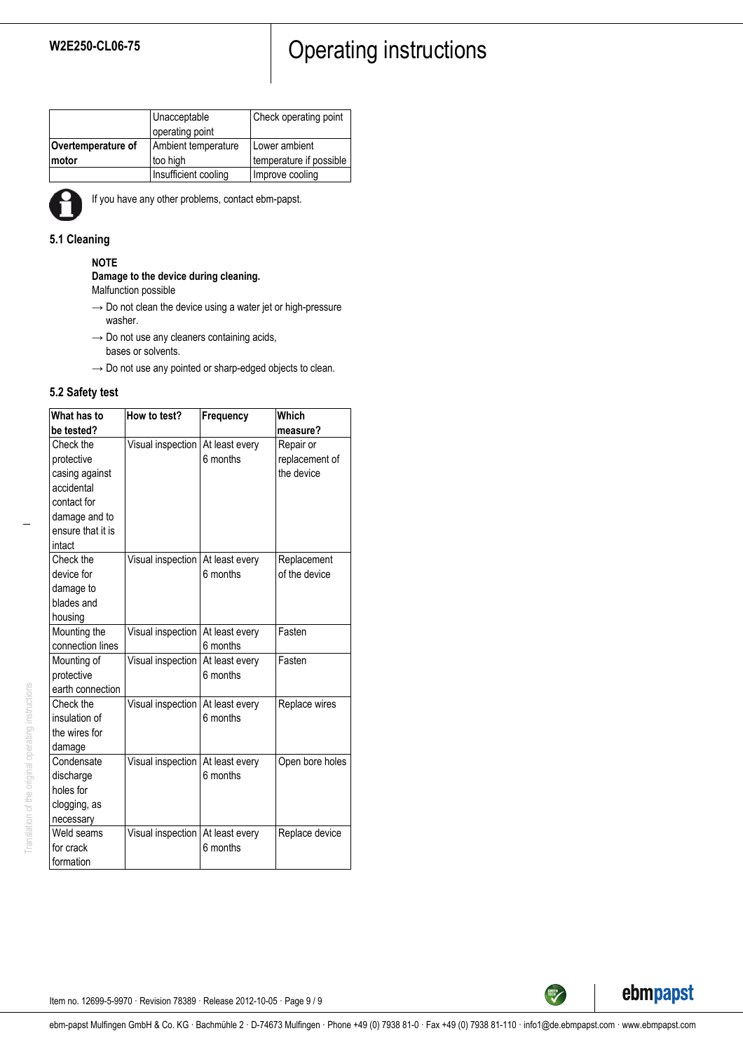| | | |
|---|---|---|
| | Unacceptable operating point | Check operating point |
| **Overtemperature of motor** | Ambient temperature too high | Lower ambient temperature if possible |
| | Insufficient cooling | Improve cooling |

If you have any other problems, contact ebm-papst.

### 5.1 Cleaning

**NOTE**

**Damage to the device during cleaning.**

Malfunction possible

→ Do not clean the device using a water jet or high-pressure washer.

→ Do not use any cleaners containing acids, bases or solvents.

→ Do not use any pointed or sharp-edged objects to clean.

### 5.2 Safety test

| What has to be tested? | How to test? | Frequency | Which measure? |
|---|---|---|---|
| Check the protective casing against accidental contact for damage and to ensure that it is intact | Visual inspection | At least every 6 months | Repair or replacement of the device |
| Check the device for damage to blades and housing | Visual inspection | At least every 6 months | Replacement of the device |
| Mounting the connection lines | Visual inspection | At least every 6 months | Fasten |
| Mounting of protective earth connection | Visual inspection | At least every 6 months | Fasten |
| Check the insulation of the wires for damage | Visual inspection | At least every 6 months | Replace wires |
| Condensate discharge holes for clogging, as necessary | Visual inspection | At least every 6 months | Open bore holes |
| Weld seams for crack formation | Visual inspection | At least every 6 months | Replace device |